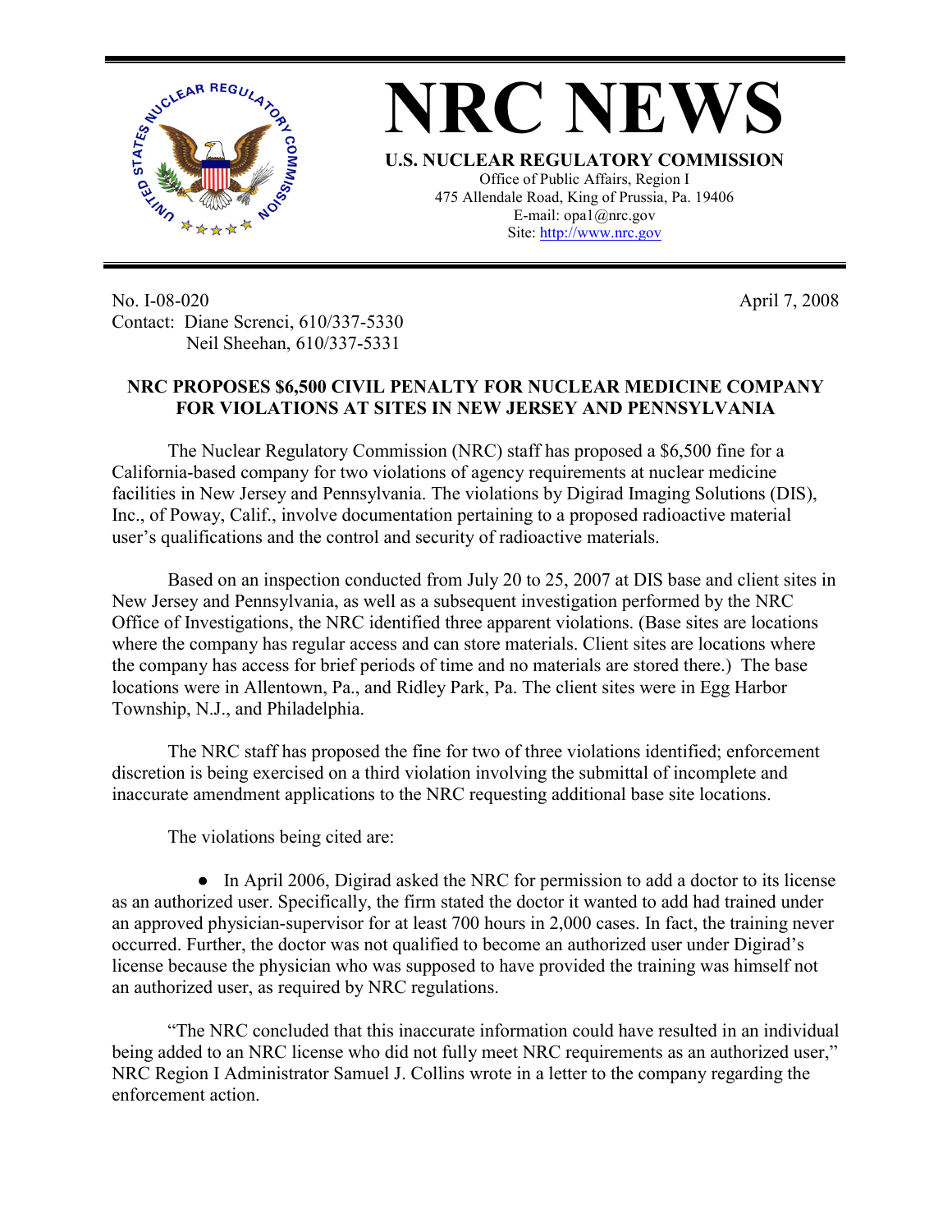# NRC NEWS

**U.S. NUCLEAR REGULATORY COMMISSION**

Office of Public Affairs, Region I
475 Allendale Road, King of Prussia, Pa. 19406
E-mail: opa1@nrc.gov
Site: http://www.nrc.gov

No. I-08-020
Contact: Diane Screnci, 610/337-5330
Neil Sheehan, 610/337-5331

April 7, 2008

**NRC PROPOSES $6,500 CIVIL PENALTY FOR NUCLEAR MEDICINE COMPANY FOR VIOLATIONS AT SITES IN NEW JERSEY AND PENNSYLVANIA**

The Nuclear Regulatory Commission (NRC) staff has proposed a $6,500 fine for a California-based company for two violations of agency requirements at nuclear medicine facilities in New Jersey and Pennsylvania. The violations by Digirad Imaging Solutions (DIS), Inc., of Poway, Calif., involve documentation pertaining to a proposed radioactive material user's qualifications and the control and security of radioactive materials.

Based on an inspection conducted from July 20 to 25, 2007 at DIS base and client sites in New Jersey and Pennsylvania, as well as a subsequent investigation performed by the NRC Office of Investigations, the NRC identified three apparent violations. (Base sites are locations where the company has regular access and can store materials. Client sites are locations where the company has access for brief periods of time and no materials are stored there.) The base locations were in Allentown, Pa., and Ridley Park, Pa. The client sites were in Egg Harbor Township, N.J., and Philadelphia.

The NRC staff has proposed the fine for two of three violations identified; enforcement discretion is being exercised on a third violation involving the submittal of incomplete and inaccurate amendment applications to the NRC requesting additional base site locations.

The violations being cited are:

- In April 2006, Digirad asked the NRC for permission to add a doctor to its license as an authorized user. Specifically, the firm stated the doctor it wanted to add had trained under an approved physician-supervisor for at least 700 hours in 2,000 cases. In fact, the training never occurred. Further, the doctor was not qualified to become an authorized user under Digirad's license because the physician who was supposed to have provided the training was himself not an authorized user, as required by NRC regulations.

"The NRC concluded that this inaccurate information could have resulted in an individual being added to an NRC license who did not fully meet NRC requirements as an authorized user," NRC Region I Administrator Samuel J. Collins wrote in a letter to the company regarding the enforcement action.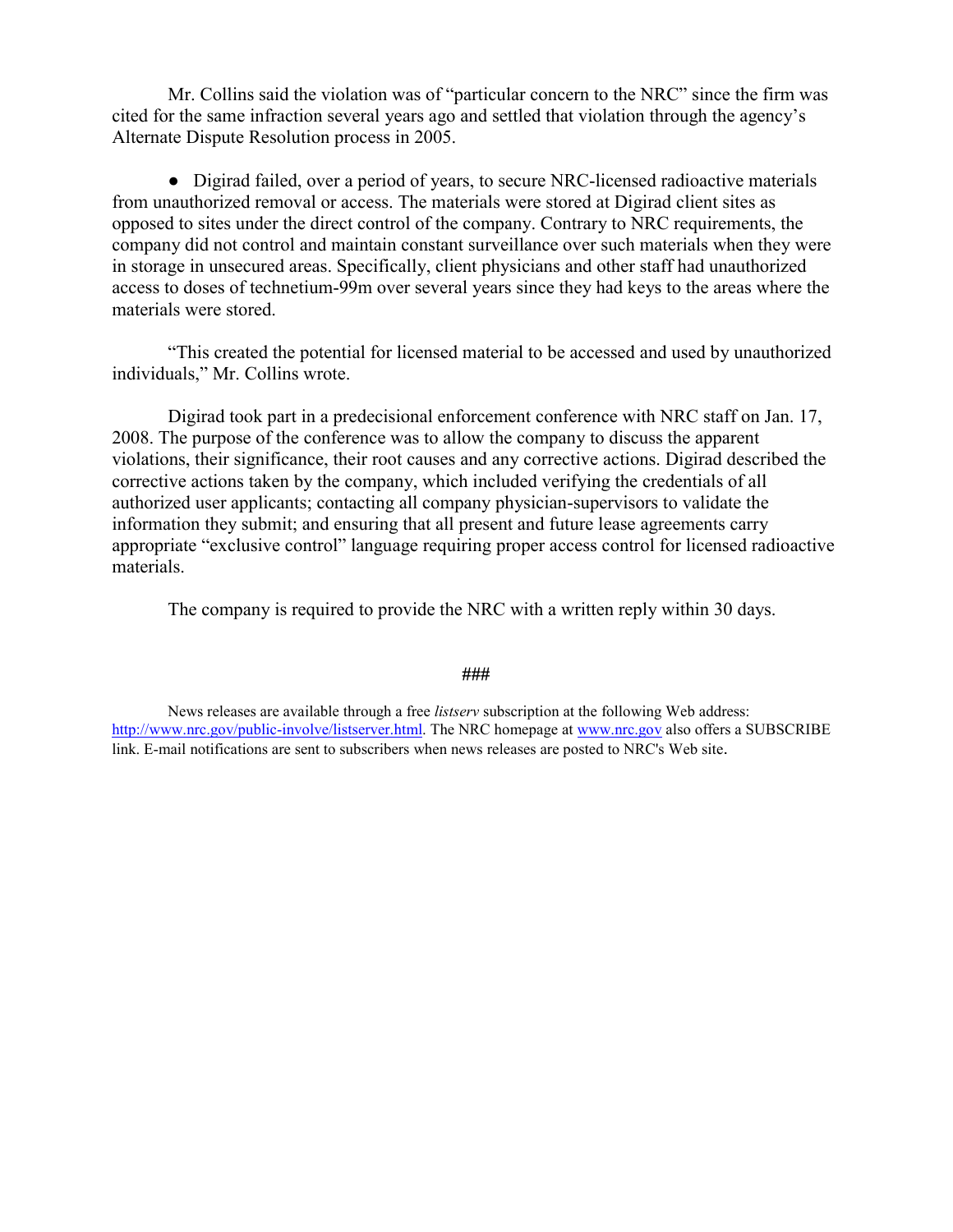Mr. Collins said the violation was of "particular concern to the NRC" since the firm was cited for the same infraction several years ago and settled that violation through the agency's Alternate Dispute Resolution process in 2005.

● Digirad failed, over a period of years, to secure NRC-licensed radioactive materials from unauthorized removal or access. The materials were stored at Digirad client sites as opposed to sites under the direct control of the company. Contrary to NRC requirements, the company did not control and maintain constant surveillance over such materials when they were in storage in unsecured areas. Specifically, client physicians and other staff had unauthorized access to doses of technetium-99m over several years since they had keys to the areas where the materials were stored.

"This created the potential for licensed material to be accessed and used by unauthorized individuals," Mr. Collins wrote.

Digirad took part in a predecisional enforcement conference with NRC staff on Jan. 17, 2008. The purpose of the conference was to allow the company to discuss the apparent violations, their significance, their root causes and any corrective actions. Digirad described the corrective actions taken by the company, which included verifying the credentials of all authorized user applicants; contacting all company physician-supervisors to validate the information they submit; and ensuring that all present and future lease agreements carry appropriate "exclusive control" language requiring proper access control for licensed radioactive materials.

The company is required to provide the NRC with a written reply within 30 days.

###

News releases are available through a free *listserv* subscription at the following Web address: http://www.nrc.gov/public-involve/listserver.html. The NRC homepage at www.nrc.gov also offers a SUBSCRIBE link. E-mail notifications are sent to subscribers when news releases are posted to NRC's Web site.